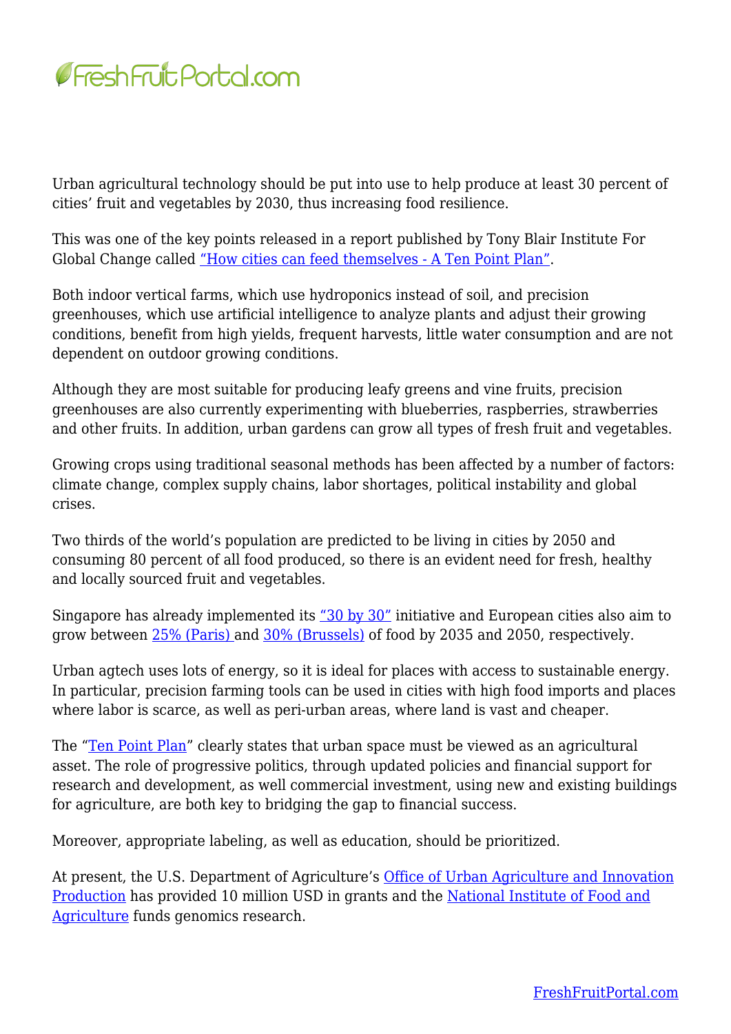Urban agricultural technology should be put into use to help produce at least 30 percent of cities' fruit and vegetables by 2030, thus increasing food resilience.

This was one of the key points released in a report published by Tony Blair Institute For Global Change called "How cities can feed themselves - A Ten Point Plan".

Both indoor vertical farms, which use hydroponics instead of soil, and precision greenhouses, which use artificial intelligence to analyze plants and adjust their growing conditions, benefit from high yields, frequent harvests, little water consumption and are not dependent on outdoor growing conditions.

Although they are most suitable for producing leafy greens and vine fruits, precision greenhouses are also currently experimenting with blueberries, raspberries, strawberries and other fruits. In addition, urban gardens can grow all types of fresh fruit and vegetables.

Growing crops using traditional seasonal methods has been affected by a number of factors: climate change, complex supply chains, labor shortages, political instability and global crises.

Two thirds of the world's population are predicted to be living in cities by 2050 and consuming 80 percent of all food produced, so there is an evident need for fresh, healthy and locally sourced fruit and vegetables.

Singapore has already implemented its "30 by 30" initiative and European cities also aim to grow between 25% (Paris) and 30% (Brussels) of food by 2035 and 2050, respectively.

Urban agtech uses lots of energy, so it is ideal for places with access to sustainable energy. In particular, precision farming tools can be used in cities with high food imports and places where labor is scarce, as well as peri-urban areas, where land is vast and cheaper.

The "Ten Point Plan" clearly states that urban space must be viewed as an agricultural asset. The role of progressive politics, through updated policies and financial support for research and development, as well commercial investment, using new and existing buildings for agriculture, are both key to bridging the gap to financial success.

Moreover, appropriate labeling, as well as education, should be prioritized.

At present, the U.S. Department of Agriculture's Office of Urban Agriculture and Innovation Production has provided 10 million USD in grants and the National Institute of Food and Agriculture funds genomics research.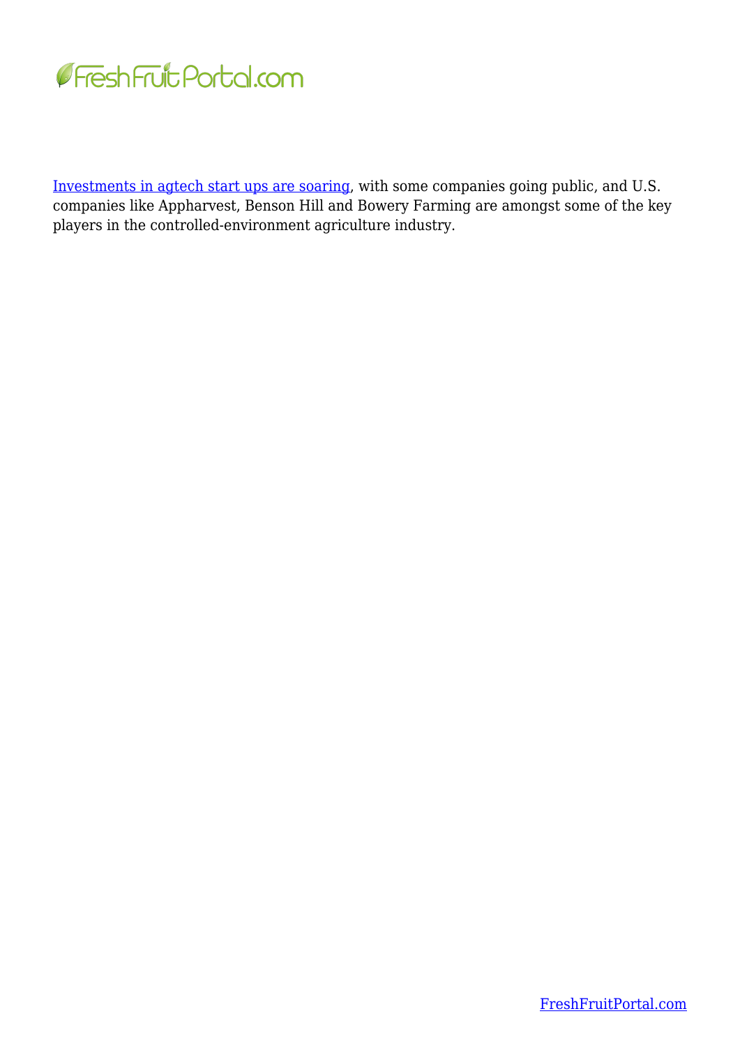[Investments in agtech start ups are soaring](), with some companies going public, and U.S. companies like Appharvest, Benson Hill and Bowery Farming are amongst some of the key players in the controlled-environment agriculture industry.